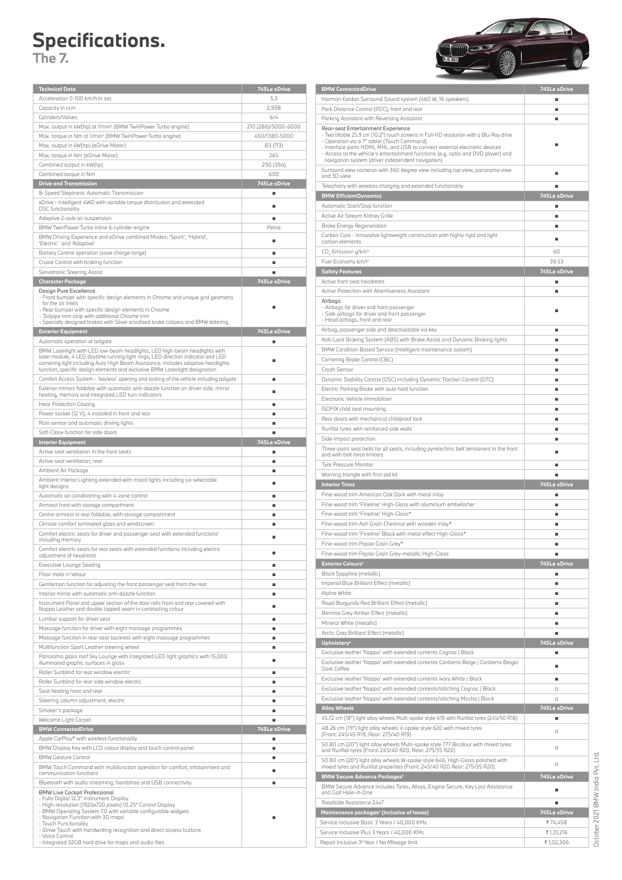# Specifications.
## The 7.

| Technical Data | 745Le xDrive |
|---|---|
| Acceleration 0-100 km/h in sec | 5.3 |
| Capacity in ccm | 2,998 |
| Cylinders/Valves | 6/4 |
| Max. output in kW(hp) at 1/min[a] (BMW TwinPower Turbo engine) | 210 (286)/5000-6000 |
| Max. torque in Nm at 1/min[a] (BMW TwinPower Turbo engine) | 450/1380-5000 |
| Max. output in kW(hp) (eDrive Motor) | 83 (113) |
| Max. torque in Nm (eDrive Motor) | 265 |
| Combined output in kW(hp) | 290 (394) |
| Combined torque in Nm | 600 |
| **Drive and Transmission** | **745Le xDrive** |
| 8-Speed Steptronic Automatic Transmission | ■ |
| xDrive - Intelligent 4WD with variable torque distribution and extended DSC functionality | ■ |
| Adaptive 2-axle air suspension | ■ |
| BMW TwinPower Turbo inline 6-cylinder engine | Petrol |
| BMW Driving Experience and eDrive combined Modes: 'Sport', 'Hybrid', 'Electric' and 'Adaptive' | ■ |
| Battery Control operation (save charge range) | ■ |
| Cruise Control with braking function | ■ |
| Servotronic Steering Assist | ■ |
| **Character Package** | **745Le xDrive** |
| Design Pure Excellence<br>- Front bumper with specific design elements in Chrome and unique grid geometry for the air inlets<br>- Rear bumper with specific design elements in Chrome<br>- Tailpipe trim strip with additional Chrome trim<br>- Specially designed brakes with Silver anodised brake calipers and BMW lettering | ■ |
| **Exterior Equipment** | **745Le xDrive** |
| Automatic operation of tailgate | ■ |
| BMW Laserlight with LED low-beam headlights, LED high-beam headlights with laser module, 4 LED daytime running light rings, LED direction indicator and LED cornering light including Auto High Beam Assistance. Includes adaptive headlights function, specific design elements and exclusive BMW Laserlight designation | ■ |
| Comfort Access System - 'keyless' opening and locking of the vehicle including tailgate | ■ |
| Exterior mirrors foldable with automatic anti-dazzle function on driver side, mirror heating, memory and integrated LED turn indicators | ■ |
| Heat Protection Glazing | ■ |
| Power socket (12 V), 4 installed in front and rear | ■ |
| Rain sensor and automatic driving lights | ■ |
| Soft-Close function for side doors | ■ |
| **Interior Equipment** | **745Le xDrive** |
| Active seat ventilation in the front seats | ■ |
| Active seat ventilation, rear | ■ |
| Ambient Air Package | ■ |
| Ambient Interior Lighting extended with mood lights including six selectable light designs | ■ |
| Automatic air conditioning with 4-zone control | ■ |
| Armrest front with storage compartment | ■ |
| Centre armrest in rear foldable, with storage compartment | ■ |
| Climate comfort laminated glass and windscreen | ■ |
| Comfort electric seats for driver and passenger seat with extended functions' including memory | ■ |
| Comfort electric seats for rear seats with extended functions including electric adjustment of headrests | ■ |
| Executive Lounge Seating | ■ |
| Floor mats in Velour | ■ |
| Gentleman function for adjusting the front passenger seat from the rear | ■ |
| Interior mirror with automatic anti-dazzle function | ■ |
| Instrument Panel and upper section of the door rails front and rear covered with Nappa Leather and double lapped seam in contrasting colour | ■ |
| Lumbar support for driver seat | ■ |
| Massage function for driver with eight massage programmes | ■ |
| Massage function in rear-seat backrest with eight massage programmes | ■ |
| Multifunction Sport Leather steering wheel | ■ |
| Panorama glass roof Sky Lounge with integrated LED light graphics with 15,000 illuminated graphic surfaces in glass | ■ |
| Roller Sunblind for rear window electric | ■ |
| Roller Sunblind for rear side window electric | ■ |
| Seat heating front and rear | ■ |
| Steering column adjustment, electric | ■ |
| Smoker's package | ■ |
| Welcome Light Carpet | ■ |
| **BMW ConnectedDrive** | **745Le xDrive** |
| Apple CarPlay® with wireless functionality | ■ |
| BMW Display Key with LCD colour display and touch control panel | ■ |
| BMW Gesture Control | ■ |
| BMW Touch Command with multifunction operation for comfort, infotainment and communication functions | ■ |
| Bluetooth with audio streaming, handsfree and USB connectivity | ■ |
| BMW Live Cockpit Professional<br>- Fully Digital 12.3" Instrument Display<br>- High-resolution (1920x720 pixels) 10.25" Control Display<br>- BMW Operating System 7.0 with variable configurable widgets<br>- Navigation Function with 3D maps<br>- Touch Functionality<br>- iDrive Touch with handwriting recognition and direct access buttons<br>- Voice Control<br>- Integrated 32GB hard drive for maps and audio files | ■ |
| Harman Kardon Surround Sound system (460 W, 16 speakers) | ■ |
| Park Distance Control (PDC), front and rear | ■ |
| Parking Assistant with Reversing Assistant | ■ |
| Rear-seat Entertainment Experience<br>- Two tiltable 25.9 cm (10.2") touch screens in Full-HD resolution with a Blu-Ray drive<br>- Operation via a 7" tablet (Touch Command)<br>- Interface ports HDMI, MHL and USB to connect external electronic devices<br>- Access to the vehicle's entertainment functions (e.g. radio and DVD player) and navigation system (driver independent navigation) | ■ |
| Surround view cameras with 360 degree view including top view, panorama view and 3D view | ■ |
| Telephony with wireless charging and extended functionality | ■ |
| **BMW EfficientDynamics** | **745Le xDrive** |
| Automatic Start/Stop function | ■ |
| Active Air Stream Kidney Grille | ■ |
| Brake Energy Regeneration | ■ |
| Carbon Core - innovative lightweight construction with highly rigid and light carbon elements | ■ |
| $CO_2$ Emission g/km[a] | 60 |
| Fuel Economy km/l[a] | 39.53 |
| **Safety Features** | **745Le xDrive** |
| Active front seat headrests | ■ |
| Active Protection with Attentiveness Assistant | ■ |
| Airbags:<br>- Airbags for driver and front passenger<br>- Side airbags for driver and front passenger<br>- Head airbags, front and rear | ■ |
| Airbag, passenger side and deactivatable via key | ■ |
| Anti-Lock Braking System (ABS) with Brake Assist and Dynamic Braking lights | ■ |
| BMW Condition Based Service (Intelligent maintenance system) | ■ |
| Cornering Brake Control (CBC) | ■ |
| Crash Sensor | ■ |
| Dynamic Stability Control (DSC) including Dynamic Traction Control (DTC) | ■ |
| Electric Parking Brake with auto hold function | ■ |
| Electronic Vehicle Immobiliser | ■ |
| ISOFIX child seat mounting | ■ |
| Rear doors with mechanical childproof lock | ■ |
| Runflat tyres with reinforced side walls | ■ |
| Side-impact protection | ■ |
| Three-point seat belts for all seats, including pyrotechnic belt tensioners in the front and with belt force limiters | ■ |
| Tyre Pressure Monitor | ■ |
| Warning triangle with first-aid kit | ■ |
| **Interior Trims** | **745Le xDrive** |
| Fine-wood trim American Oak Dark with metal inlay | ■ |
| Fine-wood trim 'Fineline' High-Gloss with aluminium embellisher | ■ |
| Fine-wood trim 'Fineline' High-Gloss* | ■ |
| Fine-wood trim Ash Grain Chestnut with wooden inlay* | ■ |
| Fine-wood trim 'Fineline' Black with metal effect High-Gloss* | ■ |
| Fine-wood trim Poplar Grain Grey* | ■ |
| Fine-wood trim Poplar Grain Grey-metallic High-Gloss | ■ |
| **Exterior Colours*** | **745Le xDrive** |
| Black Sapphire (metallic) | ■ |
| Imperial Blue Brilliant Effect (metallic) | ■ |
| Alpine White | ■ |
| Royal Burgundy Red Brilliant Effect (metallic) | ■ |
| Bernina Grey Amber Effect (metallic) | ■ |
| Mineral White (metallic) | ■ |
| Arctic Grey Brilliant Effect (metallic) | ■ |
| **Upholstery*** | **745Le xDrive** |
| Exclusive leather 'Nappa' with extended contents Cognac \| Black | ■ |
| Exclusive leather 'Nappa' with extended contents Canberra Beige \| Canberra Beige/ Dark Coffee | ■ |
| Exclusive leather 'Nappa' with extended contents Ivory White \| Black | ■ |
| Exclusive leather 'Nappa' with extended contents/stitching Cognac \| Black | □ |
| Exclusive leather 'Nappa' with extended contents/stitching Mocha \| Black | □ |
| **Alloy Wheels** | **745Le xDrive** |
| 45.72 cm (18") light alloy wheels Multi-spoke style 619 with Runflat tyres (245/50 R18) | ■ |
| 48.26 cm (19") light alloy wheels V-spoke style 620 with mixed tyres (Front: 245/45 R19, Rear: 275/40 R19) | □ |
| 50.80 cm (20") light alloy wheels Multi-spoke style 777 Bicolour with mixed tyres and Runflat tyres (Front: 245/40 R20, Rear: 275/35 R20) | □ |
| 50.80 cm (20") light alloy wheels W-spoke style 646, High-Gloss polished with mixed tyres and Runflat properties (Front: 245/40 R20 Rear: 275/35 R20) | □ |
| **BMW Secure Advance Packages[b]** | **745Le xDrive** |
| BMW Secure Advance includes Tyres, Alloys, Engine Secure, Key Lost Assistance and Golf Hole-in-One | ■ |
| Roadside Assistance 24x7 | ■ |
| **Maintenance packages[c] (inclusive of taxes)** | **745Le xDrive** |
| Service Inclusive Basic 3 Years / 40,000 KMs | ₹ 74,458 |
| Service Inclusive Plus 3 Years / 40,000 KMs | ₹ 1,31,216 |
| Repair Inclusive 3rd Year / No Mileage limit | ₹ 1,02,306 |

October 2021 BMW India Pvt. Ltd.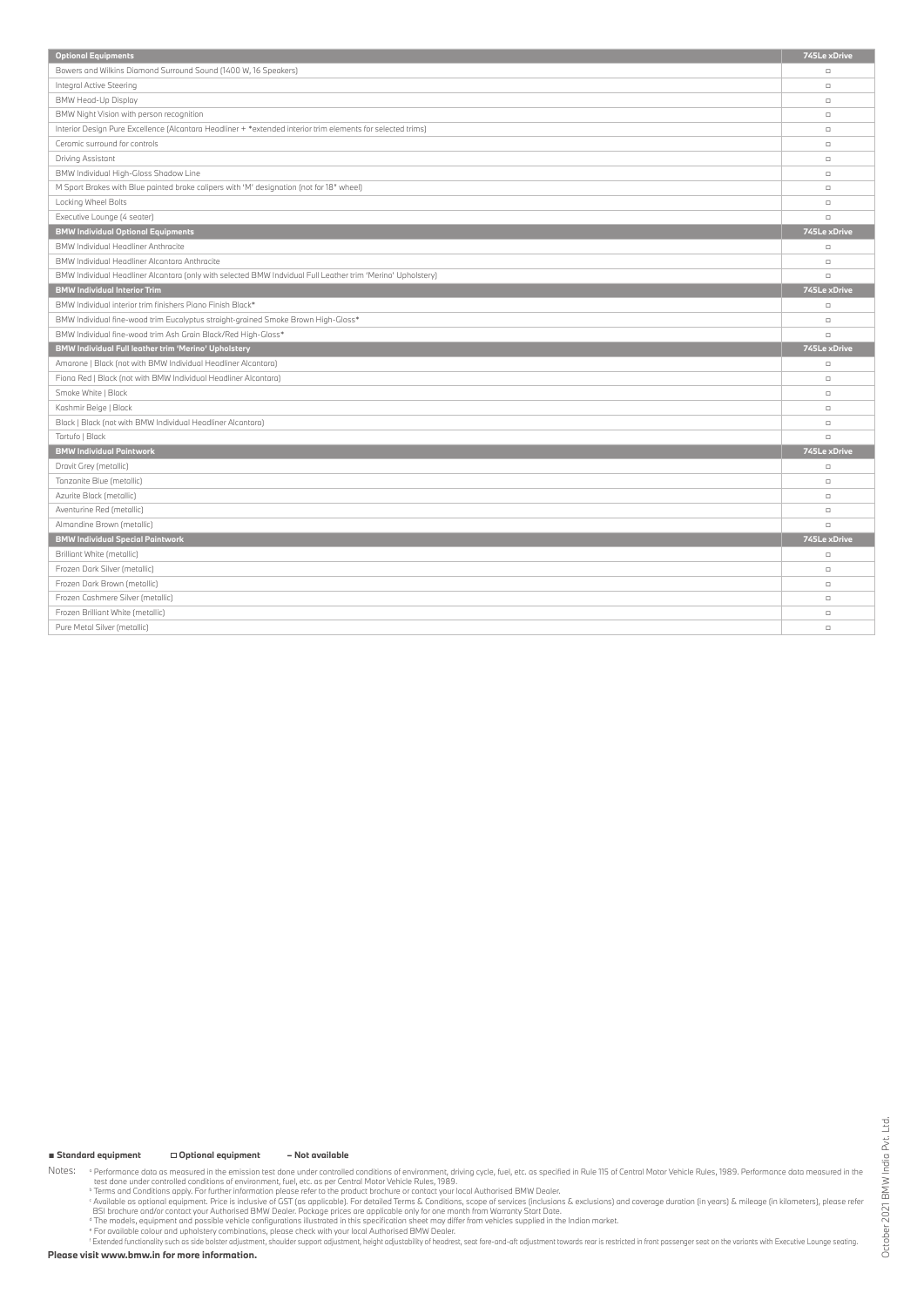| Optional Equipments | 745Le xDrive |
|---|---|
| Bowers and Wilkins Diamond Surround Sound (1400 W, 16 Speakers) | □ |
| Integral Active Steering | □ |
| BMW Head-Up Display | □ |
| BMW Night Vision with person recognition | □ |
| Interior Design Pure Excellence (Alcantara Headliner + *extended interior trim elements for selected trims) | □ |
| Ceramic surround for controls | □ |
| Driving Assistant | □ |
| BMW Individual High-Gloss Shadow Line | □ |
| M Sport Brakes with Blue painted brake calipers with 'M' designation (not for 18" wheel) | □ |
| Locking Wheel Bolts | □ |
| Executive Lounge (4 seater) | □ |
| **BMW Individual Optional Equipments** | **745Le xDrive** |
| BMW Individual Headliner Anthracite | □ |
| BMW Individual Headliner Alcantara Anthracite | □ |
| BMW Individual Headliner Alcantara (only with selected BMW Indvidual Full Leather trim 'Merino' Upholstery) | □ |
| **BMW Individual Interior Trim** | **745Le xDrive** |
| BMW Individual interior trim finishers Piano Finish Black* | □ |
| BMW Individual fine-wood trim Eucalyptus straight-grained Smoke Brown High-Gloss* | □ |
| BMW Individual fine-wood trim Ash Grain Black/Red High-Gloss* | □ |
| **BMW Individual Full leather trim 'Merino' Upholstery** | **745Le xDrive** |
| Amarone \| Black (not with BMW Individual Headliner Alcantara) | □ |
| Fiona Red \| Black (not with BMW Individual Headliner Alcantara) | □ |
| Smoke White \| Black | □ |
| Kashmir Beige \| Black | □ |
| Black \| Black (not with BMW Individual Headliner Alcantara) | □ |
| Tartufo \| Black | □ |
| **BMW Individual Paintwork** | **745Le xDrive** |
| Dravit Grey (metallic) | □ |
| Tanzanite Blue (metallic) | □ |
| Azurite Black (metallic) | □ |
| Aventurine Red (metallic) | □ |
| Almandine Brown (metallic) | □ |
| **BMW Individual Special Paintwork** | **745Le xDrive** |
| Brilliant White (metallic) | □ |
| Frozen Dark Silver (metallic) | □ |
| Frozen Dark Brown (metallic) | □ |
| Frozen Cashmere Silver (metallic) | □ |
| Frozen Brilliant White (metallic) | □ |
| Pure Metal Silver (metallic) | □ |

**■ Standard equipment** **□ Optional equipment** **– Not available**

Notes:
[a] Performance data as measured in the emission test done under controlled conditions of environment, driving cycle, fuel, etc. as specified in Rule 115 of Central Motor Vehicle Rules, 1989. Performance data measured in the test done under controlled conditions of environment, fuel, etc. as per Central Motor Vehicle Rules, 1989.
[b] Terms and Conditions apply. For further information please refer to the product brochure or contact your local Authorised BMW Dealer.
[c] Available as optional equipment. Price is inclusive of GST (as applicable). For detailed Terms & Conditions, scope of services (inclusions & exclusions) and coverage duration (in years) & mileage (in kilometers), please refer BSI brochure and/or contact your Authorised BMW Dealer. Package prices are applicable only for one month from Warranty Start Date.
[d] The models, equipment and possible vehicle configurations illustrated in this specification sheet may differ from vehicles supplied in the Indian market.
[e] For available colour and upholstery combinations, please check with your local Authorised BMW Dealer.
[f] Extended functionality such as side bolster adjustment, shoulder support adjustment, height adjustability of headrest, seat fore-and-aft adjustment towards rear is restricted in front passenger seat on the variants with Executive Lounge seating.

**Please visit www.bmw.in for more information.**

October 2021 BMW India Pvt. Ltd.